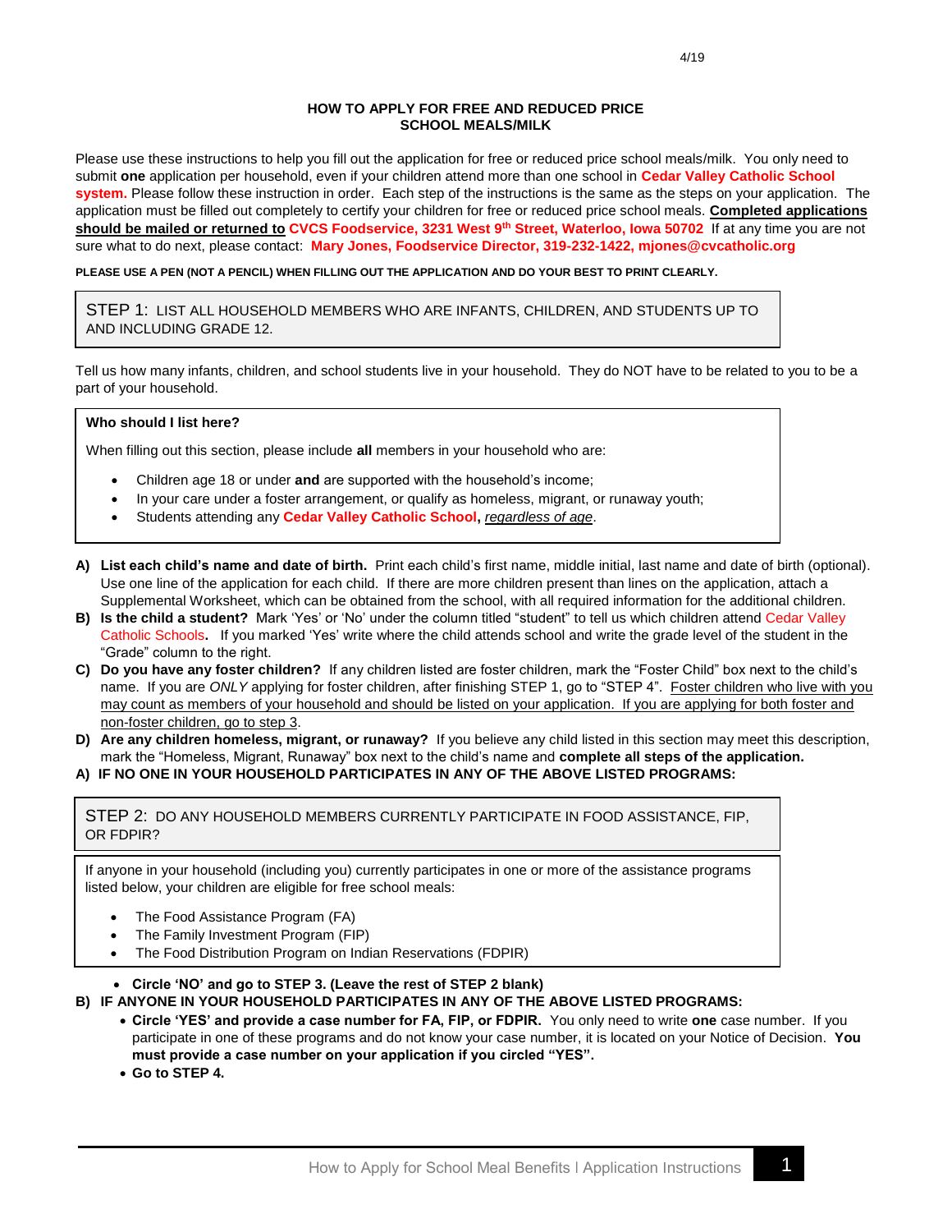4/19

# HOW TO APPLY FOR FREE AND REDUCED PRICE SCHOOL MEALS/MILK

Please use these instructions to help you fill out the application for free or reduced price school meals/milk. You only need to submit **one** application per household, even if your children attend more than one school in **Cedar Valley Catholic School system.** Please follow these instruction in order. Each step of the instructions is the same as the steps on your application. The application must be filled out completely to certify your children for free or reduced price school meals. **Completed applications should be mailed or returned to CVCS Foodservice, 3231 West 9th Street, Waterloo, Iowa 50702** If at any time you are not sure what to do next, please contact: **Mary Jones, Foodservice Director, 319-232-1422, mjones@cvcatholic.org**

**PLEASE USE A PEN (NOT A PENCIL) WHEN FILLING OUT THE APPLICATION AND DO YOUR BEST TO PRINT CLEARLY.**

## STEP 1: LIST ALL HOUSEHOLD MEMBERS WHO ARE INFANTS, CHILDREN, AND STUDENTS UP TO AND INCLUDING GRADE 12.

Tell us how many infants, children, and school students live in your household. They do NOT have to be related to you to be a part of your household.

**Who should I list here?**

When filling out this section, please include **all** members in your household who are:

- Children age 18 or under **and** are supported with the household's income;
- In your care under a foster arrangement, or qualify as homeless, migrant, or runaway youth;
- Students attending any **Cedar Valley Catholic School,** *regardless of age*.

A) **List each child's name and date of birth.** Print each child's first name, middle initial, last name and date of birth (optional). Use one line of the application for each child. If there are more children present than lines on the application, attach a Supplemental Worksheet, which can be obtained from the school, with all required information for the additional children.

B) **Is the child a student?** Mark 'Yes' or 'No' under the column titled "student" to tell us which children attend Cedar Valley Catholic Schools**.** If you marked 'Yes' write where the child attends school and write the grade level of the student in the "Grade" column to the right.

C) **Do you have any foster children?** If any children listed are foster children, mark the "Foster Child" box next to the child's name. If you are *ONLY* applying for foster children, after finishing STEP 1, go to "STEP 4". Foster children who live with you may count as members of your household and should be listed on your application. If you are applying for both foster and non-foster children, go to step 3.

D) **Are any children homeless, migrant, or runaway?** If you believe any child listed in this section may meet this description, mark the "Homeless, Migrant, Runaway" box next to the child's name and **complete all steps of the application.**

## STEP 2: DO ANY HOUSEHOLD MEMBERS CURRENTLY PARTICIPATE IN FOOD ASSISTANCE, FIP, OR FDPIR?

If anyone in your household (including you) currently participates in one or more of the assistance programs listed below, your children are eligible for free school meals:

- The Food Assistance Program (FA)
- The Family Investment Program (FIP)
- The Food Distribution Program on Indian Reservations (FDPIR)

A) **IF NO ONE IN YOUR HOUSEHOLD PARTICIPATES IN ANY OF THE ABOVE LISTED PROGRAMS:**

- **Circle 'NO' and go to STEP 3. (Leave the rest of STEP 2 blank)**

B) **IF ANYONE IN YOUR HOUSEHOLD PARTICIPATES IN ANY OF THE ABOVE LISTED PROGRAMS:**

- **Circle 'YES' and provide a case number for FA, FIP, or FDPIR.** You only need to write **one** case number. If you participate in one of these programs and do not know your case number, it is located on your Notice of Decision. **You must provide a case number on your application if you circled "YES".**
- **Go to STEP 4.**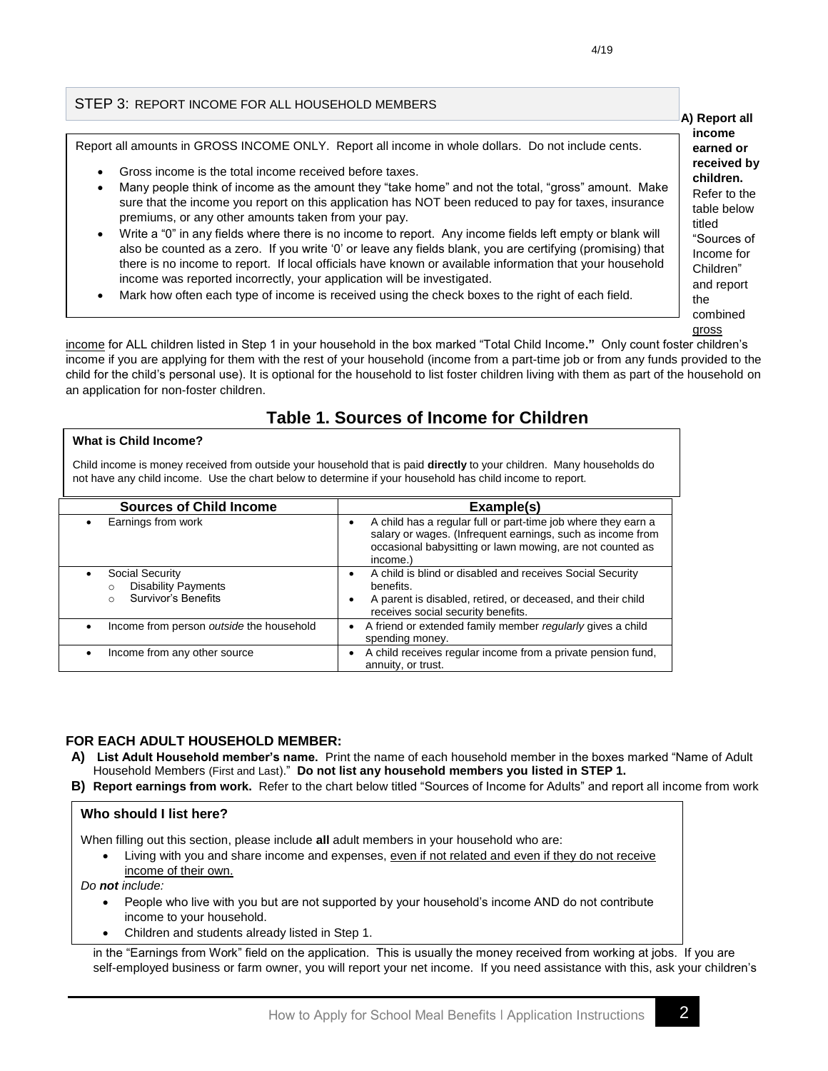## STEP 3: REPORT INCOME FOR ALL HOUSEHOLD MEMBERS

Report all amounts in GROSS INCOME ONLY. Report all income in whole dollars. Do not include cents.

- Gross income is the total income received before taxes.
- Many people think of income as the amount they "take home" and not the total, "gross" amount. Make sure that the income you report on this application has NOT been reduced to pay for taxes, insurance premiums, or any other amounts taken from your pay.
- Write a "0" in any fields where there is no income to report. Any income fields left empty or blank will also be counted as a zero. If you write '0' or leave any fields blank, you are certifying (promising) that there is no income to report. If local officials have known or available information that your household income was reported incorrectly, your application will be investigated.
- Mark how often each type of income is received using the check boxes to the right of each field.

**A) Report all income earned or received by children.** Refer to the table below titled "Sources of Income for Children" and report the combined gross income for ALL children listed in Step 1 in your household in the box marked "Total Child Income**."** Only count foster children's income if you are applying for them with the rest of your household (income from a part-time job or from any funds provided to the child for the child's personal use). It is optional for the household to list foster children living with them as part of the household on an application for non-foster children.

## Table 1. Sources of Income for Children

**What is Child Income?**

Child income is money received from outside your household that is paid **directly** to your children. Many households do not have any child income. Use the chart below to determine if your household has child income to report.

| Sources of Child Income | Example(s) |
|---|---|
| • Earnings from work | • A child has a regular full or part-time job where they earn a salary or wages. (Infrequent earnings, such as income from occasional babysitting or lawn mowing, are not counted as income.) |
| • Social Security<br>○ Disability Payments<br>○ Survivor's Benefits | • A child is blind or disabled and receives Social Security benefits.<br>• A parent is disabled, retired, or deceased, and their child receives social security benefits. |
| • Income from person *outside* the household | • A friend or extended family member *regularly* gives a child spending money. |
| • Income from any other source | • A child receives regular income from a private pension fund, annuity, or trust. |

### FOR EACH ADULT HOUSEHOLD MEMBER:

**A) List Adult Household member's name.** Print the name of each household member in the boxes marked "Name of Adult Household Members (First and Last)." **Do not list any household members you listed in STEP 1.**

**B) Report earnings from work.** Refer to the chart below titled "Sources of Income for Adults" and report all income from work in the "Earnings from Work" field on the application. This is usually the money received from working at jobs. If you are self-employed business or farm owner, you will report your net income. If you need assistance with this, ask your children's

**Who should I list here?**

When filling out this section, please include **all** adult members in your household who are:

- Living with you and share income and expenses, even if not related and even if they do not receive income of their own.

*Do **not** include:*

- People who live with you but are not supported by your household's income AND do not contribute income to your household.
- Children and students already listed in Step 1.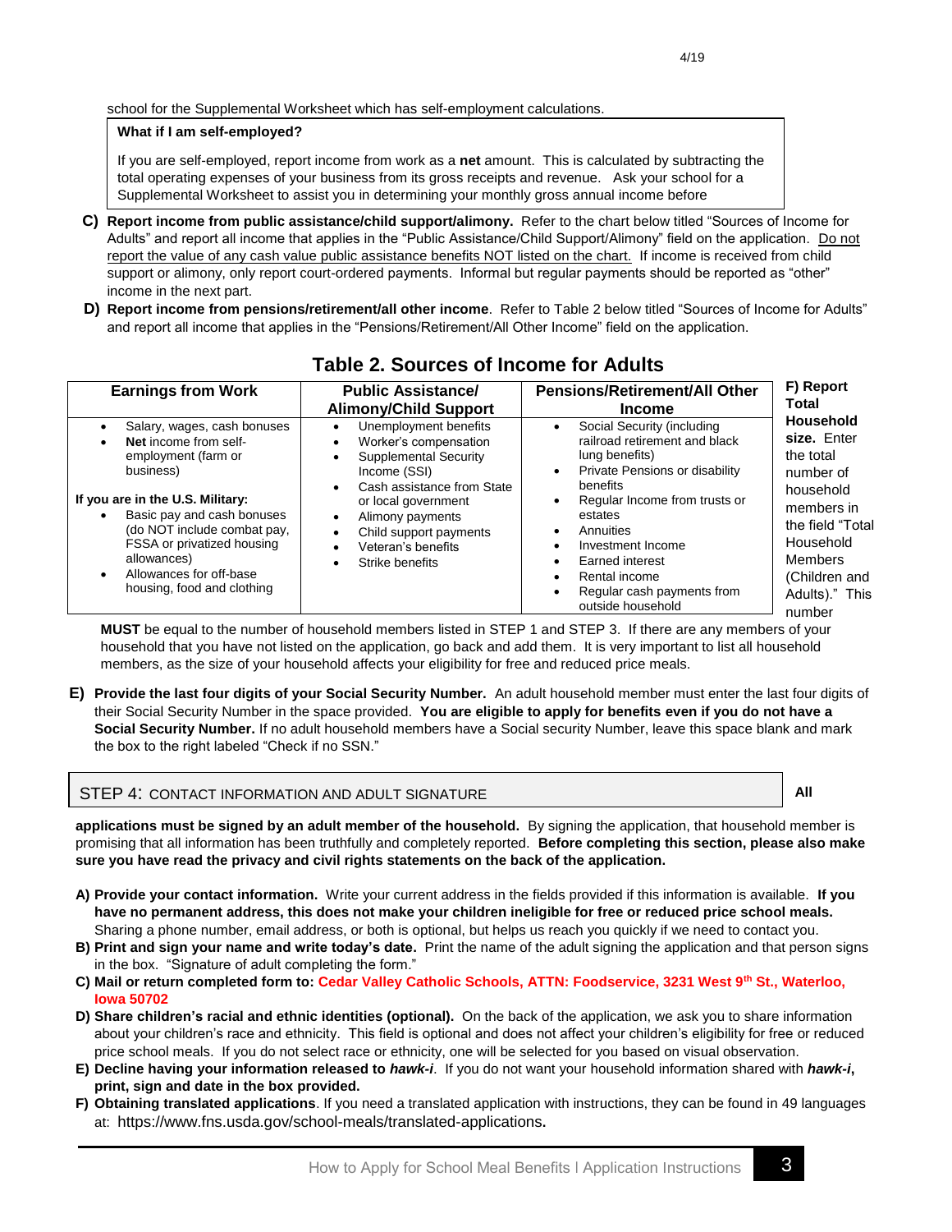school for the Supplemental Worksheet which has self-employment calculations.

**What if I am self-employed?**

If you are self-employed, report income from work as a **net** amount. This is calculated by subtracting the total operating expenses of your business from its gross receipts and revenue. Ask your school for a Supplemental Worksheet to assist you in determining your monthly gross annual income before

**C) Report income from public assistance/child support/alimony.** Refer to the chart below titled "Sources of Income for Adults" and report all income that applies in the "Public Assistance/Child Support/Alimony" field on the application. Do not report the value of any cash value public assistance benefits NOT listed on the chart. If income is received from child support or alimony, only report court-ordered payments. Informal but regular payments should be reported as "other" income in the next part.

**D) Report income from pensions/retirement/all other income**. Refer to Table 2 below titled "Sources of Income for Adults" and report all income that applies in the "Pensions/Retirement/All Other Income" field on the application.

## Table 2. Sources of Income for Adults

| Earnings from Work | Public Assistance/ Alimony/Child Support | Pensions/Retirement/All Other Income |
|---|---|---|
| • Salary, wages, cash bonuses<br>• **Net** income from self-employment (farm or business)<br><br>**If you are in the U.S. Military:**<br>• Basic pay and cash bonuses (do NOT include combat pay, FSSA or privatized housing allowances)<br>• Allowances for off-base housing, food and clothing | • Unemployment benefits<br>• Worker's compensation<br>• Supplemental Security Income (SSI)<br>• Cash assistance from State or local government<br>• Alimony payments<br>• Child support payments<br>• Veteran's benefits<br>• Strike benefits | • Social Security (including railroad retirement and black lung benefits)<br>• Private Pensions or disability benefits<br>• Regular Income from trusts or estates<br>• Annuities<br>• Investment Income<br>• Earned interest<br>• Rental income<br>• Regular cash payments from outside household |

**F) Report Total Household size.** Enter the total number of household members in the field "Total Household Members (Children and Adults)." This number **MUST** be equal to the number of household members listed in STEP 1 and STEP 3. If there are any members of your household that you have not listed on the application, go back and add them. It is very important to list all household members, as the size of your household affects your eligibility for free and reduced price meals.

**E) Provide the last four digits of your Social Security Number.** An adult household member must enter the last four digits of their Social Security Number in the space provided. **You are eligible to apply for benefits even if you do not have a Social Security Number.** If no adult household members have a Social security Number, leave this space blank and mark the box to the right labeled "Check if no SSN."

## STEP 4: CONTACT INFORMATION AND ADULT SIGNATURE

**All applications must be signed by an adult member of the household.** By signing the application, that household member is promising that all information has been truthfully and completely reported. **Before completing this section, please also make sure you have read the privacy and civil rights statements on the back of the application.**

**A) Provide your contact information.** Write your current address in the fields provided if this information is available. **If you have no permanent address, this does not make your children ineligible for free or reduced price school meals.** Sharing a phone number, email address, or both is optional, but helps us reach you quickly if we need to contact you.

**B) Print and sign your name and write today's date.** Print the name of the adult signing the application and that person signs in the box. "Signature of adult completing the form."

**C) Mail or return completed form to: Cedar Valley Catholic Schools, ATTN: Foodservice, 3231 West 9th St., Waterloo, Iowa 50702**

**D) Share children's racial and ethnic identities (optional).** On the back of the application, we ask you to share information about your children's race and ethnicity. This field is optional and does not affect your children's eligibility for free or reduced price school meals. If you do not select race or ethnicity, one will be selected for you based on visual observation.

**E) Decline having your information released to *hawk-i*.** If you do not want your household information shared with ***hawk-i*, print, sign and date in the box provided.**

**F) Obtaining translated applications**. If you need a translated application with instructions, they can be found in 49 languages at: https://www.fns.usda.gov/school-meals/translated-applications**.**